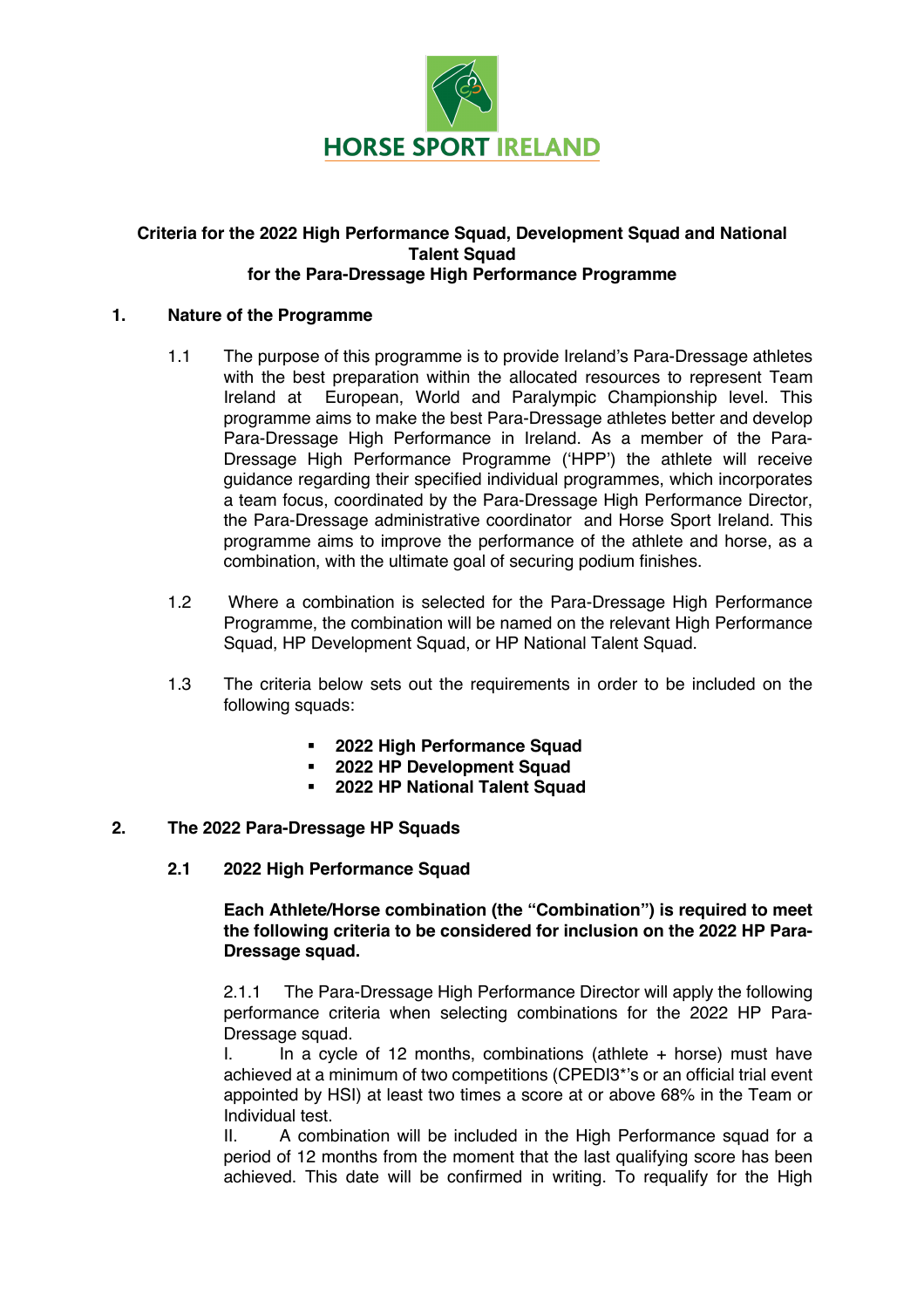HORSE SPORT IRELAND

**Criteria for the 2022 High Performance Squad, Development Squad and National Talent Squad for the Para-Dressage High Performance Programme**

## 1. Nature of the Programme

1.1 The purpose of this programme is to provide Ireland's Para-Dressage athletes with the best preparation within the allocated resources to represent Team Ireland at European, World and Paralympic Championship level. This programme aims to make the best Para-Dressage athletes better and develop Para-Dressage High Performance in Ireland. As a member of the Para-Dressage High Performance Programme ('HPP') the athlete will receive guidance regarding their specified individual programmes, which incorporates a team focus, coordinated by the Para-Dressage High Performance Director, the Para-Dressage administrative coordinator and Horse Sport Ireland. This programme aims to improve the performance of the athlete and horse, as a combination, with the ultimate goal of securing podium finishes.

1.2 Where a combination is selected for the Para-Dressage High Performance Programme, the combination will be named on the relevant High Performance Squad, HP Development Squad, or HP National Talent Squad.

1.3 The criteria below sets out the requirements in order to be included on the following squads:

- **2022 High Performance Squad**
- **2022 HP Development Squad**
- **2022 HP National Talent Squad**

## 2. The 2022 Para-Dressage HP Squads

### 2.1 2022 High Performance Squad

**Each Athlete/Horse combination (the "Combination") is required to meet the following criteria to be considered for inclusion on the 2022 HP Para-Dressage squad.**

2.1.1 The Para-Dressage High Performance Director will apply the following performance criteria when selecting combinations for the 2022 HP Para-Dressage squad.

I. In a cycle of 12 months, combinations (athlete + horse) must have achieved at a minimum of two competitions (CPEDI3*'s or an official trial event appointed by HSI) at least two times a score at or above 68% in the Team or Individual test.

II. A combination will be included in the High Performance squad for a period of 12 months from the moment that the last qualifying score has been achieved. This date will be confirmed in writing. To requalify for the High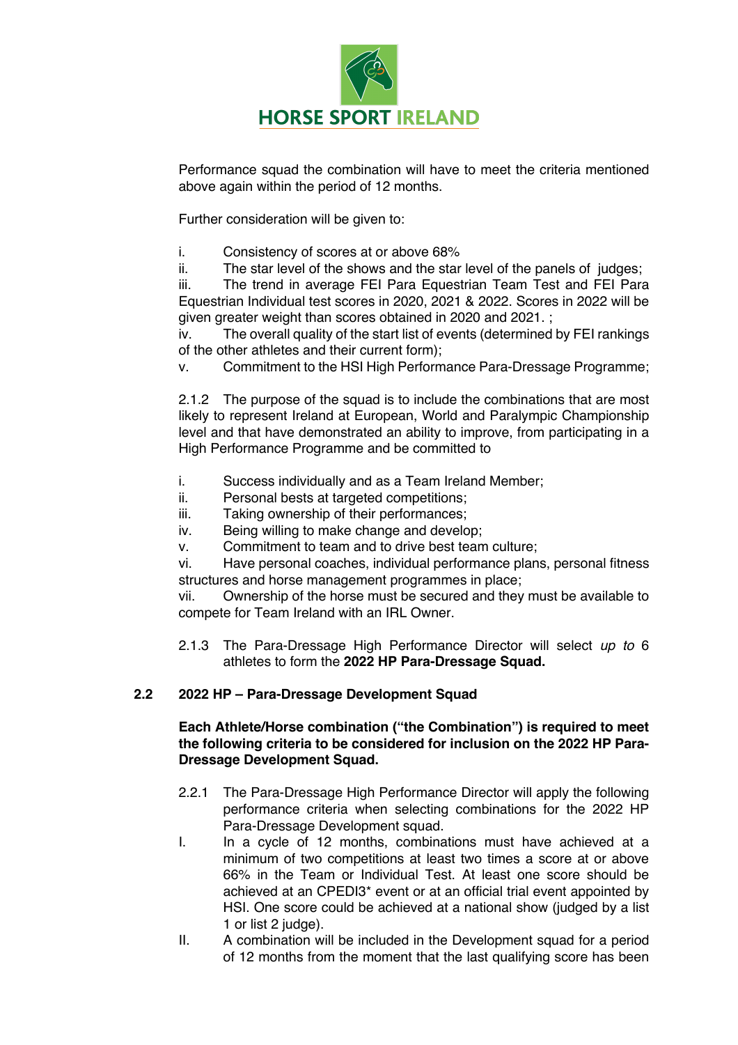Performance squad the combination will have to meet the criteria mentioned above again within the period of 12 months.

Further consideration will be given to:

i. Consistency of scores at or above 68%
ii. The star level of the shows and the star level of the panels of judges;
iii. The trend in average FEI Para Equestrian Team Test and FEI Para Equestrian Individual test scores in 2020, 2021 & 2022. Scores in 2022 will be given greater weight than scores obtained in 2020 and 2021. ;
iv. The overall quality of the start list of events (determined by FEI rankings of the other athletes and their current form);
v. Commitment to the HSI High Performance Para-Dressage Programme;

2.1.2 The purpose of the squad is to include the combinations that are most likely to represent Ireland at European, World and Paralympic Championship level and that have demonstrated an ability to improve, from participating in a High Performance Programme and be committed to

i. Success individually and as a Team Ireland Member;
ii. Personal bests at targeted competitions;
iii. Taking ownership of their performances;
iv. Being willing to make change and develop;
v. Commitment to team and to drive best team culture;
vi. Have personal coaches, individual performance plans, personal fitness structures and horse management programmes in place;
vii. Ownership of the horse must be secured and they must be available to compete for Team Ireland with an IRL Owner.

2.1.3 The Para-Dressage High Performance Director will select *up to* 6 athletes to form the **2022 HP Para-Dressage Squad.**

### 2.2 2022 HP – Para-Dressage Development Squad

**Each Athlete/Horse combination ("the Combination") is required to meet the following criteria to be considered for inclusion on the 2022 HP Para-Dressage Development Squad.**

2.2.1 The Para-Dressage High Performance Director will apply the following performance criteria when selecting combinations for the 2022 HP Para-Dressage Development squad.

I. In a cycle of 12 months, combinations must have achieved at a minimum of two competitions at least two times a score at or above 66% in the Team or Individual Test. At least one score should be achieved at an CPEDI3* event or at an official trial event appointed by HSI. One score could be achieved at a national show (judged by a list 1 or list 2 judge).

II. A combination will be included in the Development squad for a period of 12 months from the moment that the last qualifying score has been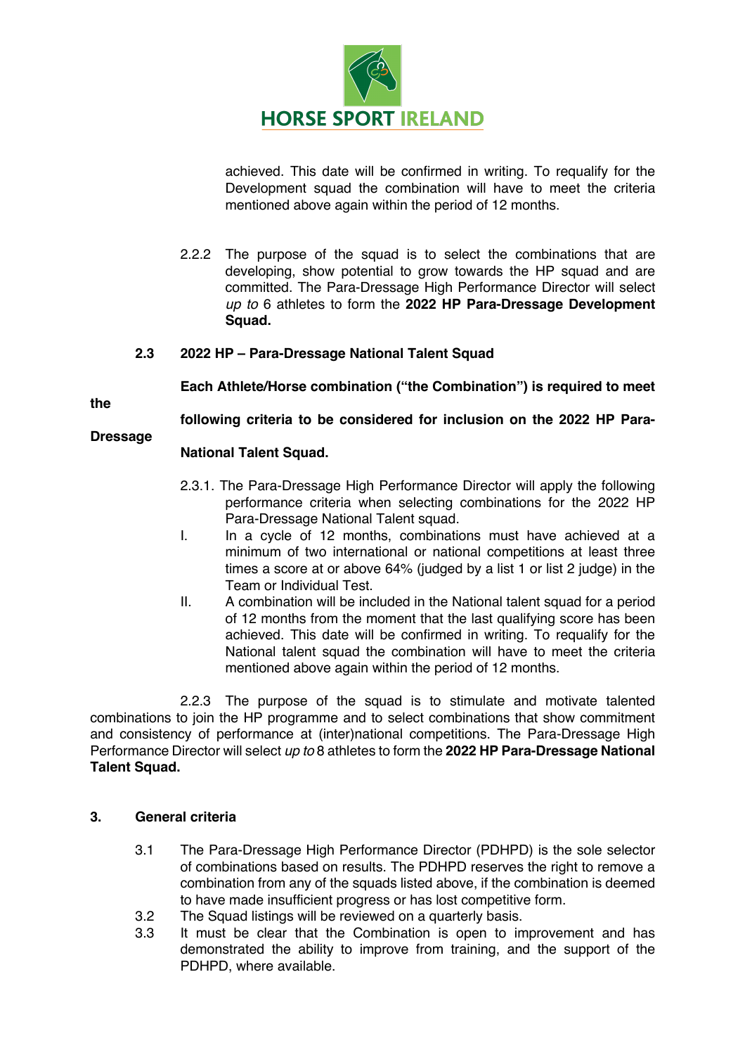achieved. This date will be confirmed in writing. To requalify for the Development squad the combination will have to meet the criteria mentioned above again within the period of 12 months.

2.2.2 The purpose of the squad is to select the combinations that are developing, show potential to grow towards the HP squad and are committed. The Para-Dressage High Performance Director will select *up to* 6 athletes to form the **2022 HP Para-Dressage Development Squad.**

### 2.3 2022 HP – Para-Dressage National Talent Squad

**Each Athlete/Horse combination ("the Combination") is required to meet the following criteria to be considered for inclusion on the 2022 HP Para-Dressage National Talent Squad.**

2.3.1. The Para-Dressage High Performance Director will apply the following performance criteria when selecting combinations for the 2022 HP Para-Dressage National Talent squad.

I. In a cycle of 12 months, combinations must have achieved at a minimum of two international or national competitions at least three times a score at or above 64% (judged by a list 1 or list 2 judge) in the Team or Individual Test.

II. A combination will be included in the National talent squad for a period of 12 months from the moment that the last qualifying score has been achieved. This date will be confirmed in writing. To requalify for the National talent squad the combination will have to meet the criteria mentioned above again within the period of 12 months.

2.2.3 The purpose of the squad is to stimulate and motivate talented combinations to join the HP programme and to select combinations that show commitment and consistency of performance at (inter)national competitions. The Para-Dressage High Performance Director will select *up to* 8 athletes to form the **2022 HP Para-Dressage National Talent Squad.**

## 3. General criteria

3.1 The Para-Dressage High Performance Director (PDHPD) is the sole selector of combinations based on results. The PDHPD reserves the right to remove a combination from any of the squads listed above, if the combination is deemed to have made insufficient progress or has lost competitive form.

3.2 The Squad listings will be reviewed on a quarterly basis.

3.3 It must be clear that the Combination is open to improvement and has demonstrated the ability to improve from training, and the support of the PDHPD, where available.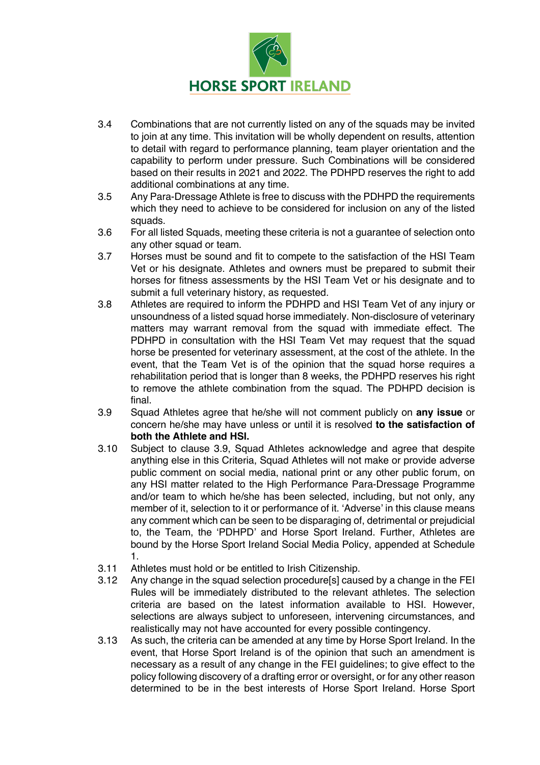3.4 Combinations that are not currently listed on any of the squads may be invited to join at any time. This invitation will be wholly dependent on results, attention to detail with regard to performance planning, team player orientation and the capability to perform under pressure. Such Combinations will be considered based on their results in 2021 and 2022. The PDHPD reserves the right to add additional combinations at any time.

3.5 Any Para-Dressage Athlete is free to discuss with the PDHPD the requirements which they need to achieve to be considered for inclusion on any of the listed squads.

3.6 For all listed Squads, meeting these criteria is not a guarantee of selection onto any other squad or team.

3.7 Horses must be sound and fit to compete to the satisfaction of the HSI Team Vet or his designate. Athletes and owners must be prepared to submit their horses for fitness assessments by the HSI Team Vet or his designate and to submit a full veterinary history, as requested.

3.8 Athletes are required to inform the PDHPD and HSI Team Vet of any injury or unsoundness of a listed squad horse immediately. Non-disclosure of veterinary matters may warrant removal from the squad with immediate effect. The PDHPD in consultation with the HSI Team Vet may request that the squad horse be presented for veterinary assessment, at the cost of the athlete. In the event, that the Team Vet is of the opinion that the squad horse requires a rehabilitation period that is longer than 8 weeks, the PDHPD reserves his right to remove the athlete combination from the squad. The PDHPD decision is final.

3.9 Squad Athletes agree that he/she will not comment publicly on **any issue** or concern he/she may have unless or until it is resolved **to the satisfaction of both the Athlete and HSI.**

3.10 Subject to clause 3.9, Squad Athletes acknowledge and agree that despite anything else in this Criteria, Squad Athletes will not make or provide adverse public comment on social media, national print or any other public forum, on any HSI matter related to the High Performance Para-Dressage Programme and/or team to which he/she has been selected, including, but not only, any member of it, selection to it or performance of it. 'Adverse' in this clause means any comment which can be seen to be disparaging of, detrimental or prejudicial to, the Team, the 'PDHPD' and Horse Sport Ireland. Further, Athletes are bound by the Horse Sport Ireland Social Media Policy, appended at Schedule 1.

3.11 Athletes must hold or be entitled to Irish Citizenship.

3.12 Any change in the squad selection procedure[s] caused by a change in the FEI Rules will be immediately distributed to the relevant athletes. The selection criteria are based on the latest information available to HSI. However, selections are always subject to unforeseen, intervening circumstances, and realistically may not have accounted for every possible contingency.

3.13 As such, the criteria can be amended at any time by Horse Sport Ireland. In the event, that Horse Sport Ireland is of the opinion that such an amendment is necessary as a result of any change in the FEI guidelines; to give effect to the policy following discovery of a drafting error or oversight, or for any other reason determined to be in the best interests of Horse Sport Ireland. Horse Sport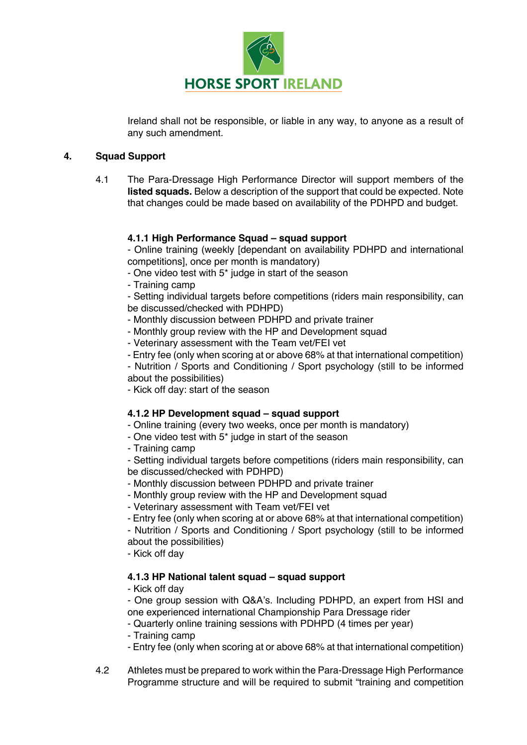Ireland shall not be responsible, or liable in any way, to anyone as a result of any such amendment.

## 4. Squad Support

4.1 The Para-Dressage High Performance Director will support members of the **listed squads.** Below a description of the support that could be expected. Note that changes could be made based on availability of the PDHPD and budget.

### 4.1.1 High Performance Squad – squad support

- Online training (weekly [dependant on availability PDHPD and international competitions], once per month is mandatory)
- One video test with 5* judge in start of the season
- Training camp
- Setting individual targets before competitions (riders main responsibility, can be discussed/checked with PDHPD)
- Monthly discussion between PDHPD and private trainer
- Monthly group review with the HP and Development squad
- Veterinary assessment with the Team vet/FEI vet
- Entry fee (only when scoring at or above 68% at that international competition)
- Nutrition / Sports and Conditioning / Sport psychology (still to be informed about the possibilities)
- Kick off day: start of the season

### 4.1.2 HP Development squad – squad support

- Online training (every two weeks, once per month is mandatory)
- One video test with 5* judge in start of the season
- Training camp
- Setting individual targets before competitions (riders main responsibility, can be discussed/checked with PDHPD)
- Monthly discussion between PDHPD and private trainer
- Monthly group review with the HP and Development squad
- Veterinary assessment with Team vet/FEI vet
- Entry fee (only when scoring at or above 68% at that international competition)
- Nutrition / Sports and Conditioning / Sport psychology (still to be informed about the possibilities)
- Kick off day

### 4.1.3 HP National talent squad – squad support

- Kick off day
- One group session with Q&A's. Including PDHPD, an expert from HSI and one experienced international Championship Para Dressage rider
- Quarterly online training sessions with PDHPD (4 times per year)
- Training camp
- Entry fee (only when scoring at or above 68% at that international competition)

4.2 Athletes must be prepared to work within the Para-Dressage High Performance Programme structure and will be required to submit "training and competition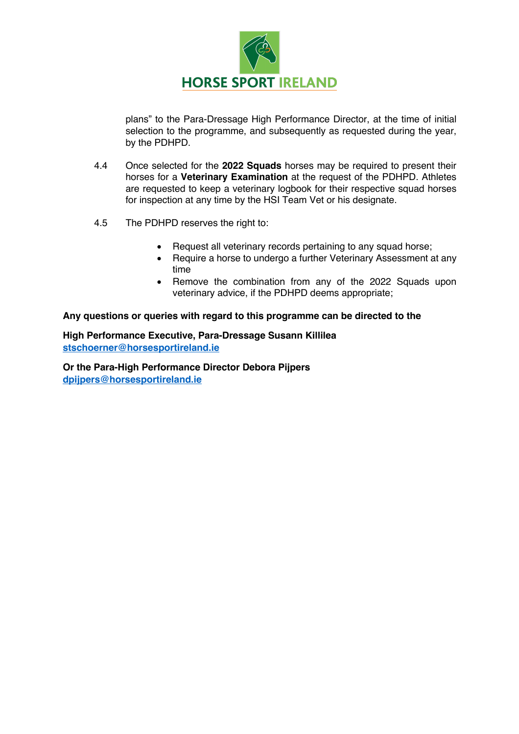plans" to the Para-Dressage High Performance Director, at the time of initial selection to the programme, and subsequently as requested during the year, by the PDHPD.

4.4 Once selected for the **2022 Squads** horses may be required to present their horses for a **Veterinary Examination** at the request of the PDHPD. Athletes are requested to keep a veterinary logbook for their respective squad horses for inspection at any time by the HSI Team Vet or his designate.

4.5 The PDHPD reserves the right to:

- Request all veterinary records pertaining to any squad horse;
- Require a horse to undergo a further Veterinary Assessment at any time
- Remove the combination from any of the 2022 Squads upon veterinary advice, if the PDHPD deems appropriate;

**Any questions or queries with regard to this programme can be directed to the**

**High Performance Executive, Para-Dressage Susann Killilea**
**stschoerner@horsesportireland.ie**

**Or the Para-High Performance Director Debora Pijpers**
**dpijpers@horsesportireland.ie**